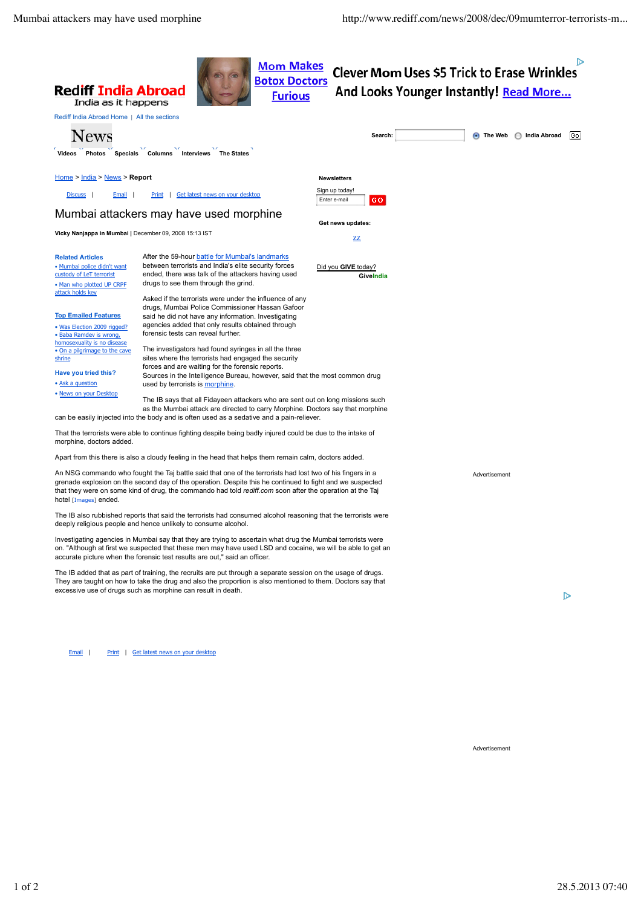Rediff India Abroad
India as it happens

Rediff India Abroad Home | All the sections

News

Videos Photos Specials Columns Interviews The States

Home > India > News > **Report**

Discuss | Email | Print | Get latest news on your desktop

# Mumbai attackers may have used morphine

**Vicky Nanjappa in Mumbai |** December 09, 2008 15:13 IST

**Related Articles**

- Mumbai police didn't want custody of LeT terrorist
- Man who plotted UP CRPF attack holds key

**Top Emailed Features**

- Was Election 2009 rigged?
- Baba Ramdev is wrong, homosexuality is no disease
- On a pilgrimage to the cave shrine

**Have you tried this?**

- Ask a question
- News on your Desktop

After the 59-hour battle for Mumbai's landmarks between terrorists and India's elite security forces ended, there was talk of the attackers having used drugs to see them through the grind.

Asked if the terrorists were under the influence of any drugs, Mumbai Police Commissioner Hassan Gafoor said he did not have any information. Investigating agencies added that only results obtained through forensic tests can reveal further.

The investigators had found syringes in all the three sites where the terrorists had engaged the security forces and are waiting for the forensic reports.
Sources in the Intelligence Bureau, however, said that the most common drug used by terrorists is morphine.

The IB says that all Fidayeen attackers who are sent out on long missions such as the Mumbai attack are directed to carry Morphine. Doctors say that morphine can be easily injected into the body and is often used as a sedative and a pain-reliever.

That the terrorists were able to continue fighting despite being badly injured could be due to the intake of morphine, doctors added.

Apart from this there is also a cloudy feeling in the head that helps them remain calm, doctors added.

An NSG commando who fought the Taj battle said that one of the terrorists had lost two of his fingers in a grenade explosion on the second day of the operation. Despite this he continued to fight and we suspected that they were on some kind of drug, the commando had told *rediff.com* soon after the operation at the Taj hotel [Images] ended.

The IB also rubbished reports that said the terrorists had consumed alcohol reasoning that the terrorists were deeply religious people and hence unlikely to consume alcohol.

Investigating agencies in Mumbai say that they are trying to ascertain what drug the Mumbai terrorists were on. "Although at first we suspected that these men may have used LSD and cocaine, we will be able to get an accurate picture when the forensic test results are out," said an officer.

The IB added that as part of training, the recruits are put through a separate session on the usage of drugs. They are taught on how to take the drug and also the proportion is also mentioned to them. Doctors say that excessive use of drugs such as morphine can result in death.

Email | Print | Get latest news on your desktop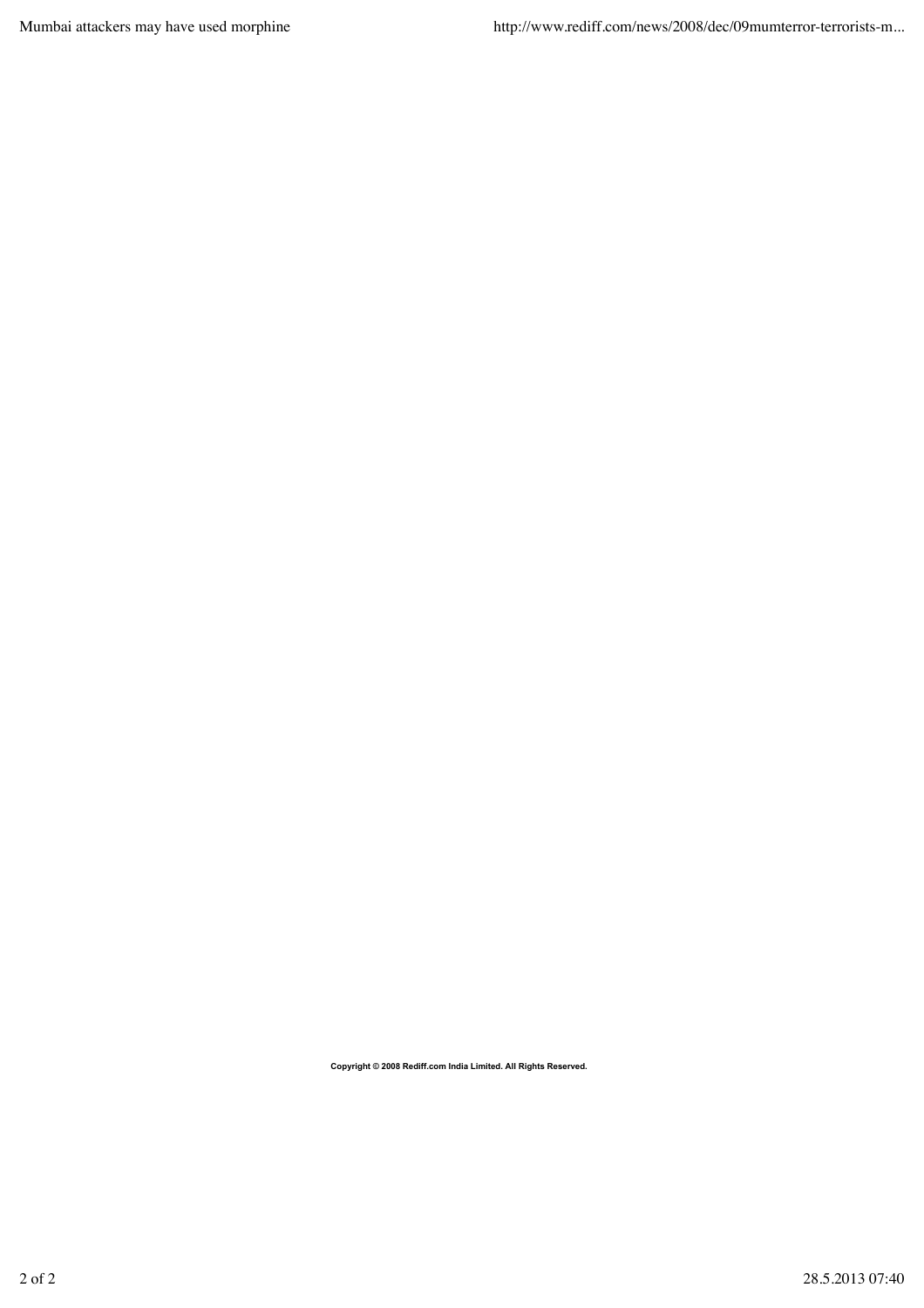**Copyright © 2008 Rediff.com India Limited. All Rights Reserved.**